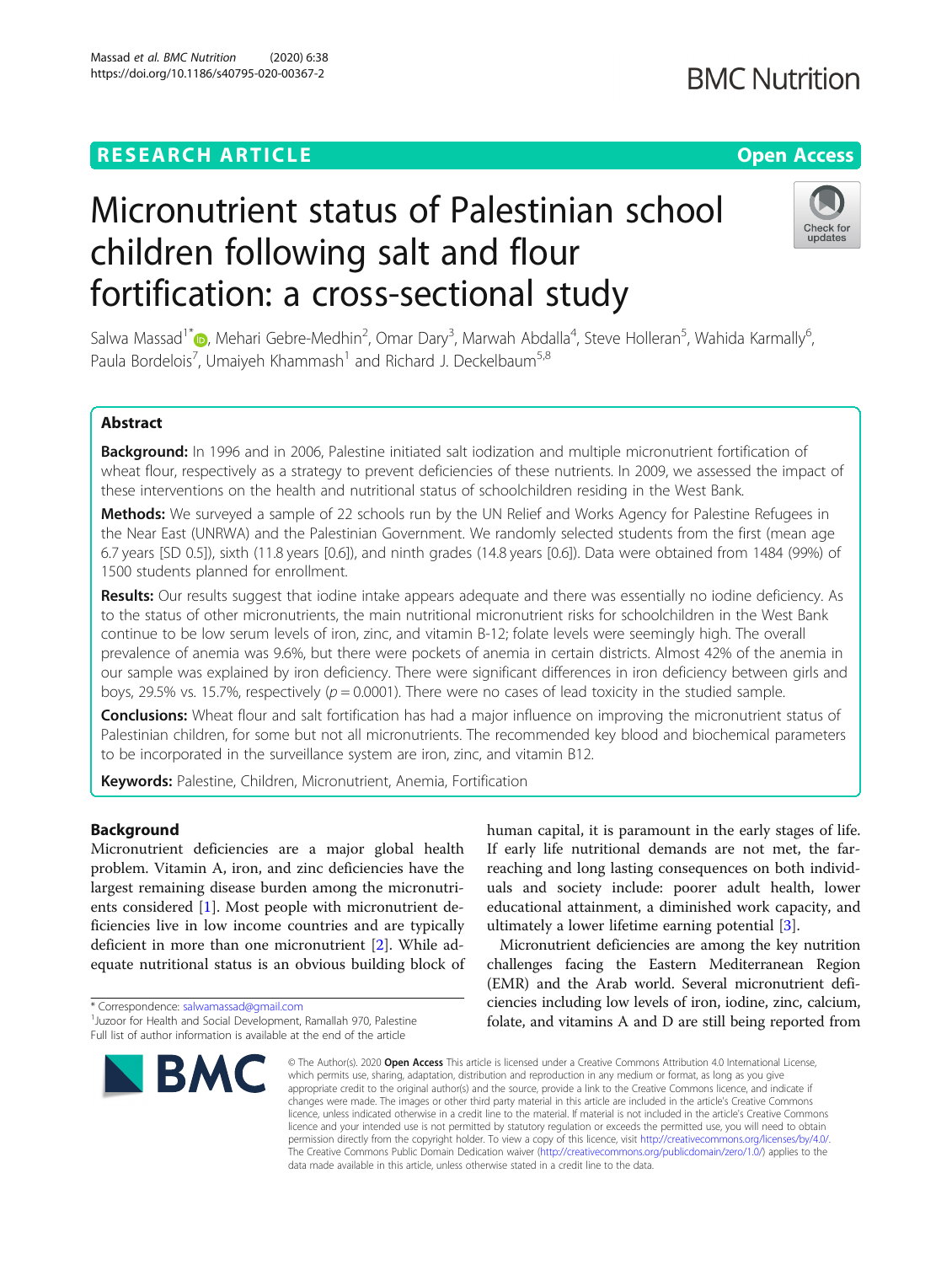# Micronutrient status of Palestinian school children following salt and flour fortification: a cross-sectional study

Salwa Massad[1*], Mehari Gebre-Medhin[2], Omar Dary[3], Marwah Abdalla[4], Steve Holleran[5], Wahida Karmally[6], Paula Bordelois[7], Umaiyeh Khammash[1] and Richard J. Deckelbaum[5,8]

## Abstract

**Background:** In 1996 and in 2006, Palestine initiated salt iodization and multiple micronutrient fortification of wheat flour, respectively as a strategy to prevent deficiencies of these nutrients. In 2009, we assessed the impact of these interventions on the health and nutritional status of schoolchildren residing in the West Bank.

**Methods:** We surveyed a sample of 22 schools run by the UN Relief and Works Agency for Palestine Refugees in the Near East (UNRWA) and the Palestinian Government. We randomly selected students from the first (mean age 6.7 years [SD 0.5]), sixth (11.8 years [0.6]), and ninth grades (14.8 years [0.6]). Data were obtained from 1484 (99%) of 1500 students planned for enrollment.

**Results:** Our results suggest that iodine intake appears adequate and there was essentially no iodine deficiency. As to the status of other micronutrients, the main nutritional micronutrient risks for schoolchildren in the West Bank continue to be low serum levels of iron, zinc, and vitamin B-12; folate levels were seemingly high. The overall prevalence of anemia was 9.6%, but there were pockets of anemia in certain districts. Almost 42% of the anemia in our sample was explained by iron deficiency. There were significant differences in iron deficiency between girls and boys, 29.5% vs. 15.7%, respectively ($p = 0.0001$). There were no cases of lead toxicity in the studied sample.

**Conclusions:** Wheat flour and salt fortification has had a major influence on improving the micronutrient status of Palestinian children, for some but not all micronutrients. The recommended key blood and biochemical parameters to be incorporated in the surveillance system are iron, zinc, and vitamin B12.

**Keywords:** Palestine, Children, Micronutrient, Anemia, Fortification

## Background

Micronutrient deficiencies are a major global health problem. Vitamin A, iron, and zinc deficiencies have the largest remaining disease burden among the micronutrients considered [1]. Most people with micronutrient deficiencies live in low income countries and are typically deficient in more than one micronutrient [2]. While adequate nutritional status is an obvious building block of human capital, it is paramount in the early stages of life. If early life nutritional demands are not met, the far-reaching and long lasting consequences on both individuals and society include: poorer adult health, lower educational attainment, a diminished work capacity, and ultimately a lower lifetime earning potential [3].

Micronutrient deficiencies are among the key nutrition challenges facing the Eastern Mediterranean Region (EMR) and the Arab world. Several micronutrient deficiencies including low levels of iron, iodine, zinc, calcium, folate, and vitamins A and D are still being reported from

\* Correspondence: salwamassad@gmail.com
[1]Juzoor for Health and Social Development, Ramallah 970, Palestine
Full list of author information is available at the end of the article

© The Author(s). 2020 **Open Access** This article is licensed under a Creative Commons Attribution 4.0 International License, which permits use, sharing, adaptation, distribution and reproduction in any medium or format, as long as you give appropriate credit to the original author(s) and the source, provide a link to the Creative Commons licence, and indicate if changes were made. The images or other third party material in this article are included in the article's Creative Commons licence, unless indicated otherwise in a credit line to the material. If material is not included in the article's Creative Commons licence and your intended use is not permitted by statutory regulation or exceeds the permitted use, you will need to obtain permission directly from the copyright holder. To view a copy of this licence, visit http://creativecommons.org/licenses/by/4.0/. The Creative Commons Public Domain Dedication waiver (http://creativecommons.org/publicdomain/zero/1.0/) applies to the data made available in this article, unless otherwise stated in a credit line to the data.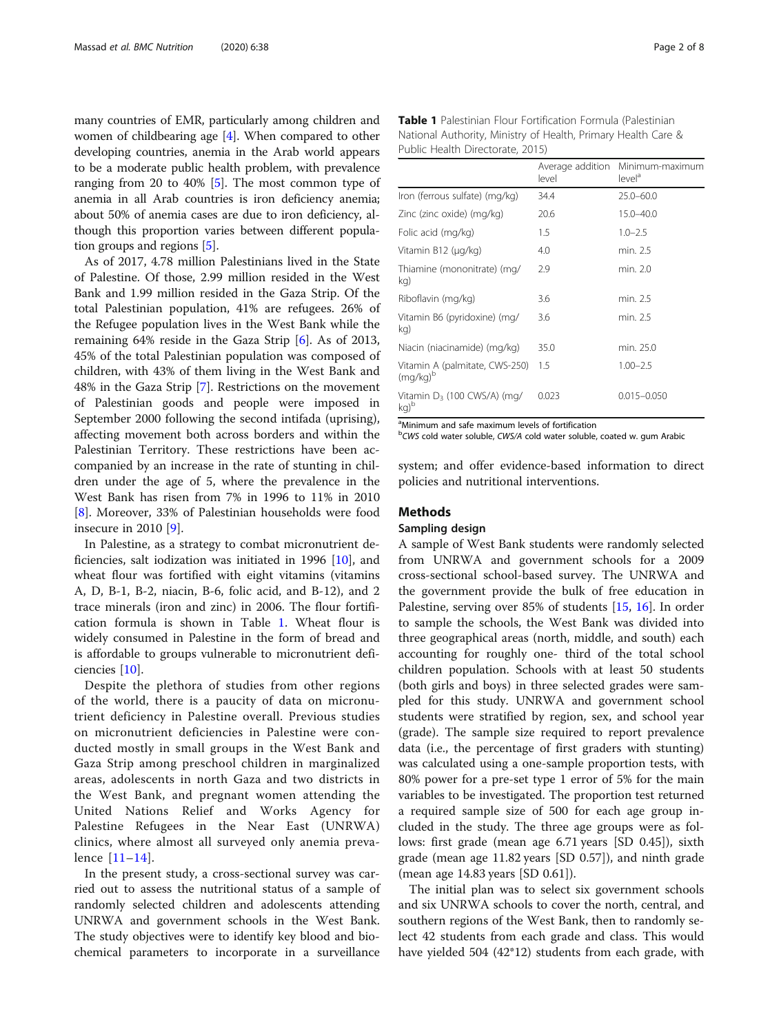many countries of EMR, particularly among children and women of childbearing age [4]. When compared to other developing countries, anemia in the Arab world appears to be a moderate public health problem, with prevalence ranging from 20 to 40% [5]. The most common type of anemia in all Arab countries is iron deficiency anemia; about 50% of anemia cases are due to iron deficiency, although this proportion varies between different population groups and regions [5].

As of 2017, 4.78 million Palestinians lived in the State of Palestine. Of those, 2.99 million resided in the West Bank and 1.99 million resided in the Gaza Strip. Of the total Palestinian population, 41% are refugees. 26% of the Refugee population lives in the West Bank while the remaining 64% reside in the Gaza Strip [6]. As of 2013, 45% of the total Palestinian population was composed of children, with 43% of them living in the West Bank and 48% in the Gaza Strip [7]. Restrictions on the movement of Palestinian goods and people were imposed in September 2000 following the second intifada (uprising), affecting movement both across borders and within the Palestinian Territory. These restrictions have been accompanied by an increase in the rate of stunting in children under the age of 5, where the prevalence in the West Bank has risen from 7% in 1996 to 11% in 2010 [8]. Moreover, 33% of Palestinian households were food insecure in 2010 [9].

In Palestine, as a strategy to combat micronutrient deficiencies, salt iodization was initiated in 1996 [10], and wheat flour was fortified with eight vitamins (vitamins A, D, B-1, B-2, niacin, B-6, folic acid, and B-12), and 2 trace minerals (iron and zinc) in 2006. The flour fortification formula is shown in Table 1. Wheat flour is widely consumed in Palestine in the form of bread and is affordable to groups vulnerable to micronutrient deficiencies [10].

Despite the plethora of studies from other regions of the world, there is a paucity of data on micronutrient deficiency in Palestine overall. Previous studies on micronutrient deficiencies in Palestine were conducted mostly in small groups in the West Bank and Gaza Strip among preschool children in marginalized areas, adolescents in north Gaza and two districts in the West Bank, and pregnant women attending the United Nations Relief and Works Agency for Palestine Refugees in the Near East (UNRWA) clinics, where almost all surveyed only anemia prevalence [11–14].

In the present study, a cross-sectional survey was carried out to assess the nutritional status of a sample of randomly selected children and adolescents attending UNRWA and government schools in the West Bank. The study objectives were to identify key blood and biochemical parameters to incorporate in a surveillance system; and offer evidence-based information to direct policies and nutritional interventions.

**Table 1** Palestinian Flour Fortification Formula (Palestinian National Authority, Ministry of Health, Primary Health Care & Public Health Directorate, 2015)

| | Average addition level | Minimum-maximum level[a] |
|---|---|---|
| Iron (ferrous sulfate) (mg/kg) | 34.4 | 25.0–60.0 |
| Zinc (zinc oxide) (mg/kg) | 20.6 | 15.0–40.0 |
| Folic acid (mg/kg) | 1.5 | 1.0–2.5 |
| Vitamin B12 (μg/kg) | 4.0 | min. 2.5 |
| Thiamine (mononitrate) (mg/kg) | 2.9 | min. 2.0 |
| Riboflavin (mg/kg) | 3.6 | min. 2.5 |
| Vitamin B6 (pyridoxine) (mg/kg) | 3.6 | min. 2.5 |
| Niacin (niacinamide) (mg/kg) | 35.0 | min. 25.0 |
| Vitamin A (palmitate, CWS-250) (mg/kg)[b] | 1.5 | 1.00–2.5 |
| Vitamin $D_3$ (100 CWS/A) (mg/kg)[b] | 0.023 | 0.015–0.050 |

[a]Minimum and safe maximum levels of fortification
[b]*CWS* cold water soluble, *CWS/A* cold water soluble, coated w. gum Arabic

## Methods

### Sampling design

A sample of West Bank students were randomly selected from UNRWA and government schools for a 2009 cross-sectional school-based survey. The UNRWA and the government provide the bulk of free education in Palestine, serving over 85% of students [15, 16]. In order to sample the schools, the West Bank was divided into three geographical areas (north, middle, and south) each accounting for roughly one- third of the total school children population. Schools with at least 50 students (both girls and boys) in three selected grades were sampled for this study. UNRWA and government school students were stratified by region, sex, and school year (grade). The sample size required to report prevalence data (i.e., the percentage of first graders with stunting) was calculated using a one-sample proportion tests, with 80% power for a pre-set type 1 error of 5% for the main variables to be investigated. The proportion test returned a required sample size of 500 for each age group included in the study. The three age groups were as follows: first grade (mean age 6.71 years [SD 0.45]), sixth grade (mean age 11.82 years [SD 0.57]), and ninth grade (mean age 14.83 years [SD 0.61]).

The initial plan was to select six government schools and six UNRWA schools to cover the north, central, and southern regions of the West Bank, then to randomly select 42 students from each grade and class. This would have yielded 504 (42*12) students from each grade, with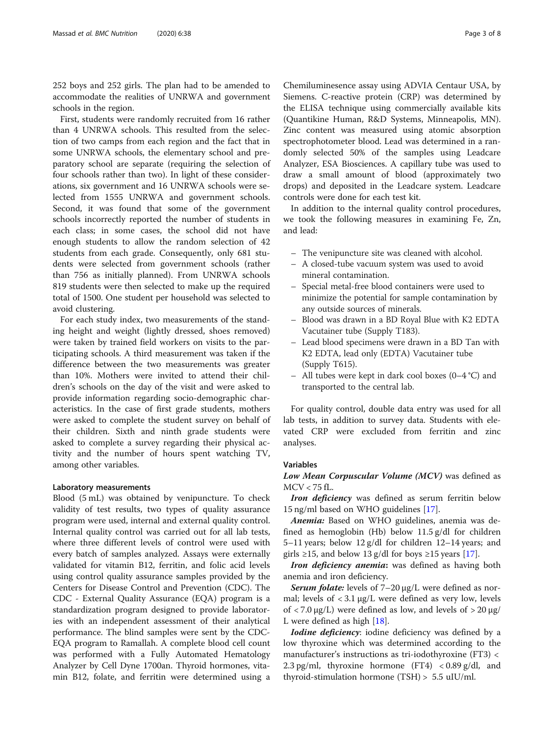252 boys and 252 girls. The plan had to be amended to accommodate the realities of UNRWA and government schools in the region.

First, students were randomly recruited from 16 rather than 4 UNRWA schools. This resulted from the selection of two camps from each region and the fact that in some UNRWA schools, the elementary school and preparatory school are separate (requiring the selection of four schools rather than two). In light of these considerations, six government and 16 UNRWA schools were selected from 1555 UNRWA and government schools. Second, it was found that some of the government schools incorrectly reported the number of students in each class; in some cases, the school did not have enough students to allow the random selection of 42 students from each grade. Consequently, only 681 students were selected from government schools (rather than 756 as initially planned). From UNRWA schools 819 students were then selected to make up the required total of 1500. One student per household was selected to avoid clustering.

For each study index, two measurements of the standing height and weight (lightly dressed, shoes removed) were taken by trained field workers on visits to the participating schools. A third measurement was taken if the difference between the two measurements was greater than 10%. Mothers were invited to attend their children's schools on the day of the visit and were asked to provide information regarding socio-demographic characteristics. In the case of first grade students, mothers were asked to complete the student survey on behalf of their children. Sixth and ninth grade students were asked to complete a survey regarding their physical activity and the number of hours spent watching TV, among other variables.

### Laboratory measurements

Blood (5 mL) was obtained by venipuncture. To check validity of test results, two types of quality assurance program were used, internal and external quality control. Internal quality control was carried out for all lab tests, where three different levels of control were used with every batch of samples analyzed. Assays were externally validated for vitamin B12, ferritin, and folic acid levels using control quality assurance samples provided by the Centers for Disease Control and Prevention (CDC). The CDC - External Quality Assurance (EQA) program is a standardization program designed to provide laboratories with an independent assessment of their analytical performance. The blind samples were sent by the CDC-EQA program to Ramallah. A complete blood cell count was performed with a Fully Automated Hematology Analyzer by Cell Dyne 1700an. Thyroid hormones, vitamin B12, folate, and ferritin were determined using a Chemiluminesence assay using ADVIA Centaur USA, by Siemens. C-reactive protein (CRP) was determined by the ELISA technique using commercially available kits (Quantikine Human, R&D Systems, Minneapolis, MN). Zinc content was measured using atomic absorption spectrophotometer blood. Lead was determined in a randomly selected 50% of the samples using Leadcare Analyzer, ESA Biosciences. A capillary tube was used to draw a small amount of blood (approximately two drops) and deposited in the Leadcare system. Leadcare controls were done for each test kit.

In addition to the internal quality control procedures, we took the following measures in examining Fe, Zn, and lead:

- The venipuncture site was cleaned with alcohol.
- A closed-tube vacuum system was used to avoid mineral contamination.
- Special metal-free blood containers were used to minimize the potential for sample contamination by any outside sources of minerals.
- Blood was drawn in a BD Royal Blue with K2 EDTA Vacutainer tube (Supply T183).
- Lead blood specimens were drawn in a BD Tan with K2 EDTA, lead only (EDTA) Vacutainer tube (Supply T615).
- All tubes were kept in dark cool boxes (0–4 °C) and transported to the central lab.

For quality control, double data entry was used for all lab tests, in addition to survey data. Students with elevated CRP were excluded from ferritin and zinc analyses.

### Variables

***Low Mean Corpuscular Volume (MCV)*** was defined as MCV < 75 fL.

***Iron deficiency*** was defined as serum ferritin below 15 ng/ml based on WHO guidelines [17].

***Anemia:*** Based on WHO guidelines, anemia was defined as hemoglobin (Hb) below 11.5 g/dl for children 5–11 years; below 12 g/dl for children 12–14 years; and girls ≥15, and below 13 g/dl for boys ≥15 years [17].

***Iron deficiency anemia*:** was defined as having both anemia and iron deficiency.

***Serum folate:*** levels of 7–20 μg/L were defined as normal; levels of < 3.1 μg/L were defined as very low, levels of < 7.0 μg/L) were defined as low, and levels of > 20 μg/L were defined as high [18].

***Iodine deficiency***: iodine deficiency was defined by a low thyroxine which was determined according to the manufacturer's instructions as tri-iodothyroxine (FT3) < 2.3 pg/ml, thyroxine hormone (FT4) < 0.89 g/dl, and thyroid-stimulation hormone (TSH) > 5.5 uIU/ml.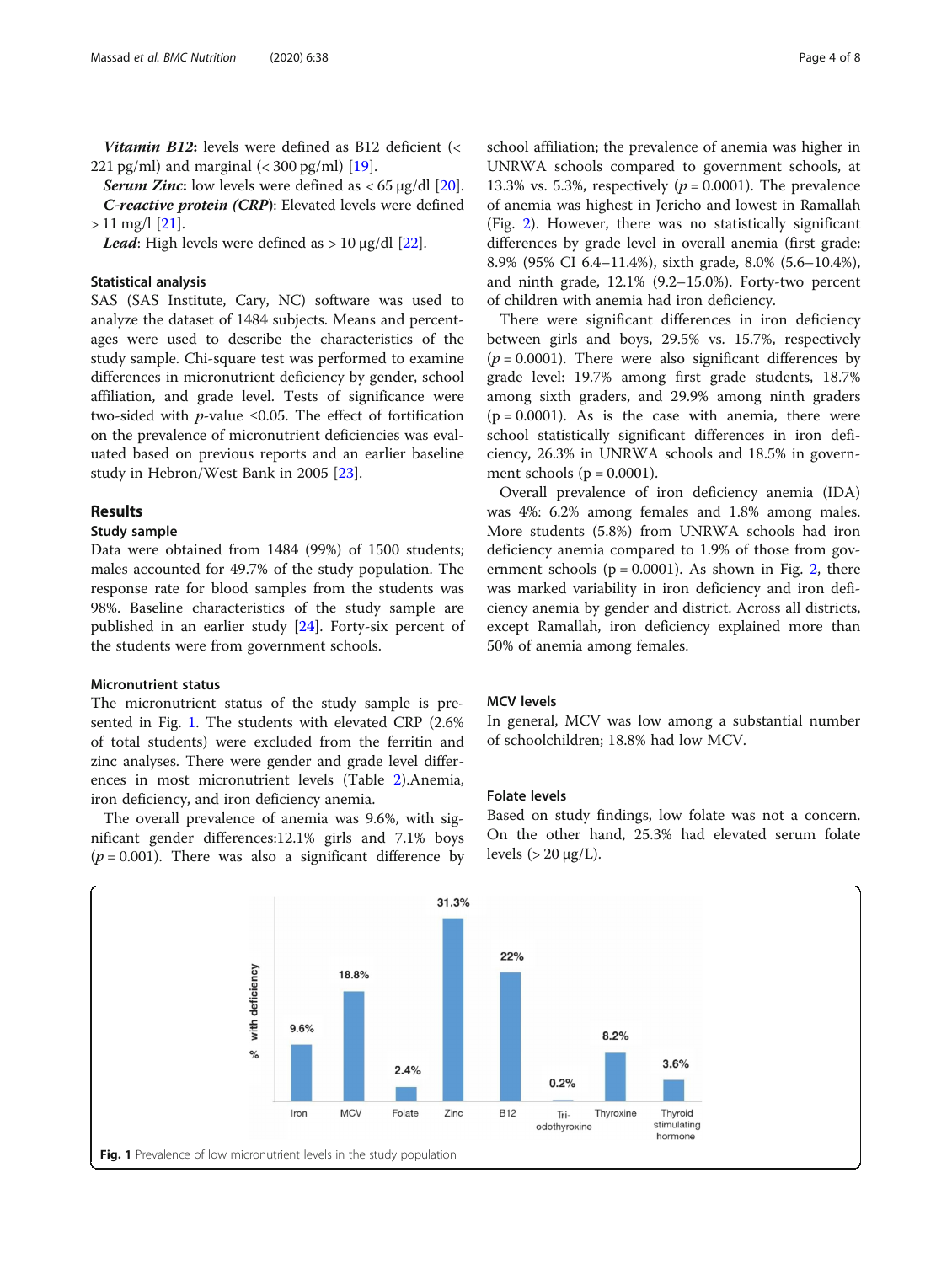***Vitamin B12***: levels were defined as B12 deficient (< 221 pg/ml) and marginal (< 300 pg/ml) [19].

***Serum Zinc***: low levels were defined as < 65 μg/dl [20].

***C-reactive protein (CRP)***: Elevated levels were defined > 11 mg/l [21].

***Lead***: High levels were defined as > 10 μg/dl [22].

### Statistical analysis

SAS (SAS Institute, Cary, NC) software was used to analyze the dataset of 1484 subjects. Means and percentages were used to describe the characteristics of the study sample. Chi-square test was performed to examine differences in micronutrient deficiency by gender, school affiliation, and grade level. Tests of significance were two-sided with $p$-value ≤0.05. The effect of fortification on the prevalence of micronutrient deficiencies was evaluated based on previous reports and an earlier baseline study in Hebron/West Bank in 2005 [23].

## Results

### Study sample

Data were obtained from 1484 (99%) of 1500 students; males accounted for 49.7% of the study population. The response rate for blood samples from the students was 98%. Baseline characteristics of the study sample are published in an earlier study [24]. Forty-six percent of the students were from government schools.

### Micronutrient status

The micronutrient status of the study sample is presented in Fig. 1. The students with elevated CRP (2.6% of total students) were excluded from the ferritin and zinc analyses. There were gender and grade level differences in most micronutrient levels (Table 2).Anemia, iron deficiency, and iron deficiency anemia.

The overall prevalence of anemia was 9.6%, with significant gender differences:12.1% girls and 7.1% boys ($p$ = 0.001). There was also a significant difference by school affiliation; the prevalence of anemia was higher in UNRWA schools compared to government schools, at 13.3% vs. 5.3%, respectively ($p$ = 0.0001). The prevalence of anemia was highest in Jericho and lowest in Ramallah (Fig. 2). However, there was no statistically significant differences by grade level in overall anemia (first grade: 8.9% (95% CI 6.4–11.4%), sixth grade, 8.0% (5.6–10.4%), and ninth grade, 12.1% (9.2–15.0%). Forty-two percent of children with anemia had iron deficiency.

There were significant differences in iron deficiency between girls and boys, 29.5% vs. 15.7%, respectively ($p$ = 0.0001). There were also significant differences by grade level: 19.7% among first grade students, 18.7% among sixth graders, and 29.9% among ninth graders (p = 0.0001). As is the case with anemia, there were school statistically significant differences in iron deficiency, 26.3% in UNRWA schools and 18.5% in government schools (p = 0.0001).

Overall prevalence of iron deficiency anemia (IDA) was 4%: 6.2% among females and 1.8% among males. More students (5.8%) from UNRWA schools had iron deficiency anemia compared to 1.9% of those from government schools (p = 0.0001). As shown in Fig. 2, there was marked variability in iron deficiency and iron deficiency anemia by gender and district. Across all districts, except Ramallah, iron deficiency explained more than 50% of anemia among females.

### MCV levels

In general, MCV was low among a substantial number of schoolchildren; 18.8% had low MCV.

### Folate levels

Based on study findings, low folate was not a concern. On the other hand, 25.3% had elevated serum folate levels (> 20 μg/L).

| | Iron | MCV | Folate | Zinc | B12 | Tri-odothyroxine | Thyroxine | Thyroid stimulating hormone |
|---|---|---|---|---|---|---|---|---|
| % with deficiency | 9.6% | 18.8% | 2.4% | 31.3% | 22% | 0.2% | 8.2% | 3.6% |

**Fig. 1** Prevalence of low micronutrient levels in the study population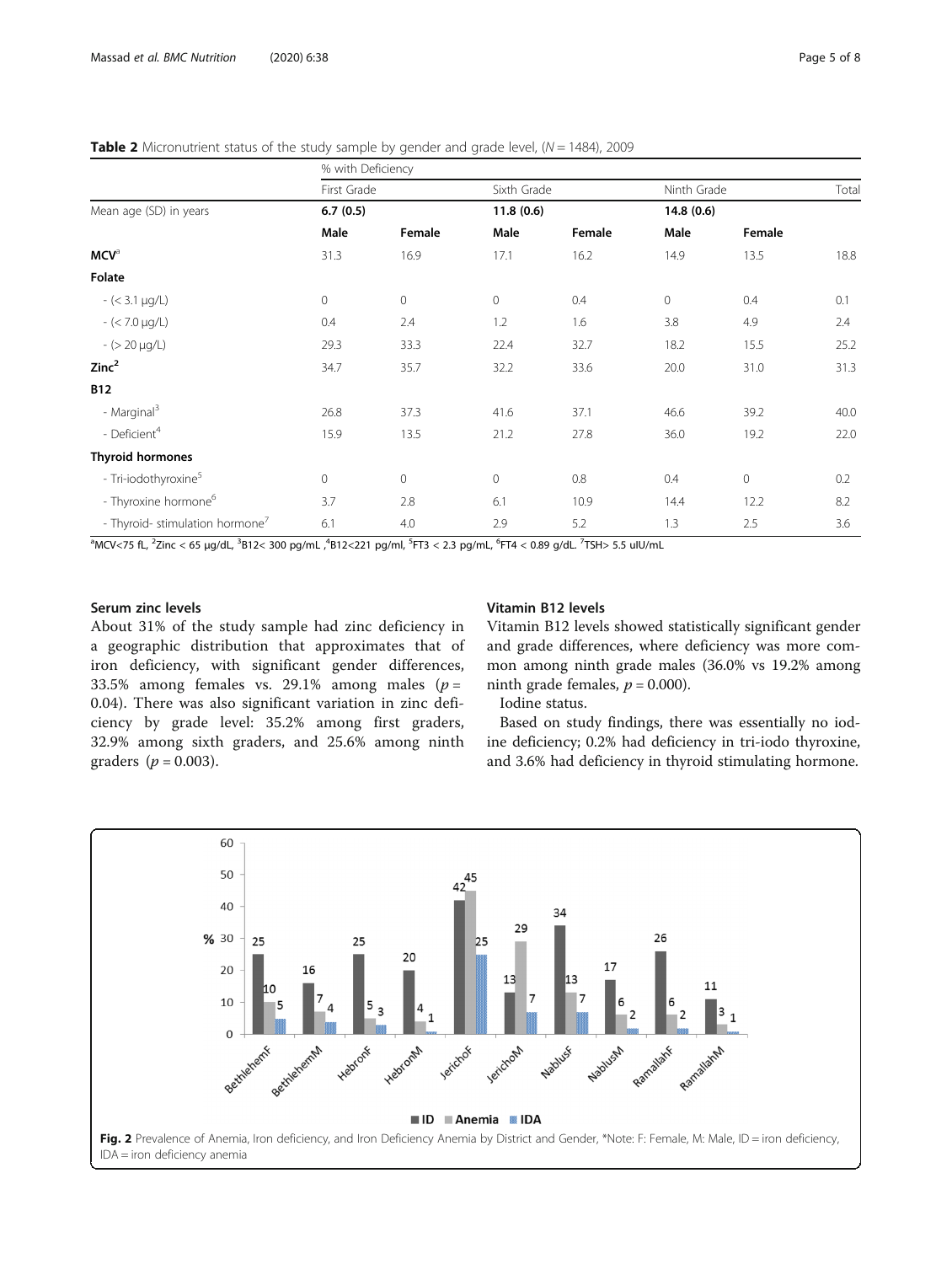**Table 2** Micronutrient status of the study sample by gender and grade level, ($N = 1484$), 2009

| | % with Deficiency | | | | | | |
|---|---|---|---|---|---|---|---|
| | First Grade | | Sixth Grade | | Ninth Grade | | Total |
| Mean age (SD) in years | **6.7 (0.5)** | | **11.8 (0.6)** | | **14.8 (0.6)** | | |
| | **Male** | **Female** | **Male** | **Female** | **Male** | **Female** | |
| **MCV**[a] | 31.3 | 16.9 | 17.1 | 16.2 | 14.9 | 13.5 | 18.8 |
| **Folate** | | | | | | | |
| - (< 3.1 μg/L) | 0 | 0 | 0 | 0.4 | 0 | 0.4 | 0.1 |
| - (< 7.0 μg/L) | 0.4 | 2.4 | 1.2 | 1.6 | 3.8 | 4.9 | 2.4 |
| - (> 20 μg/L) | 29.3 | 33.3 | 22.4 | 32.7 | 18.2 | 15.5 | 25.2 |
| **Zinc**[2] | 34.7 | 35.7 | 32.2 | 33.6 | 20.0 | 31.0 | 31.3 |
| **B12** | | | | | | | |
| - Marginal[3] | 26.8 | 37.3 | 41.6 | 37.1 | 46.6 | 39.2 | 40.0 |
| - Deficient[4] | 15.9 | 13.5 | 21.2 | 27.8 | 36.0 | 19.2 | 22.0 |
| **Thyroid hormones** | | | | | | | |
| - Tri-iodothyroxine[5] | 0 | 0 | 0 | 0.8 | 0.4 | 0 | 0.2 |
| - Thyroxine hormone[6] | 3.7 | 2.8 | 6.1 | 10.9 | 14.4 | 12.2 | 8.2 |
| - Thyroid- stimulation hormone[7] | 6.1 | 4.0 | 2.9 | 5.2 | 1.3 | 2.5 | 3.6 |

[a]MCV<75 fL, [2]Zinc < 65 μg/dL, [3]B12< 300 pg/mL ,[4]B12<221 pg/ml, [5]FT3 < 2.3 pg/mL, [6]FT4 < 0.89 g/dL. [7]TSH> 5.5 uIU/mL

### Serum zinc levels

About 31% of the study sample had zinc deficiency in a geographic distribution that approximates that of iron deficiency, with significant gender differences, 33.5% among females vs. 29.1% among males ($p = 0.04$). There was also significant variation in zinc deficiency by grade level: 35.2% among first graders, 32.9% among sixth graders, and 25.6% among ninth graders ($p = 0.003$).

### Vitamin B12 levels

Vitamin B12 levels showed statistically significant gender and grade differences, where deficiency was more common among ninth grade males (36.0% vs 19.2% among ninth grade females, $p = 0.000$).

Iodine status.

Based on study findings, there was essentially no iodine deficiency; 0.2% had deficiency in tri-iodo thyroxine, and 3.6% had deficiency in thyroid stimulating hormone.

**Fig. 2** Prevalence of Anemia, Iron deficiency, and Iron Deficiency Anemia by District and Gender, *Note: F: Female, M: Male, ID = iron deficiency, IDA = iron deficiency anemia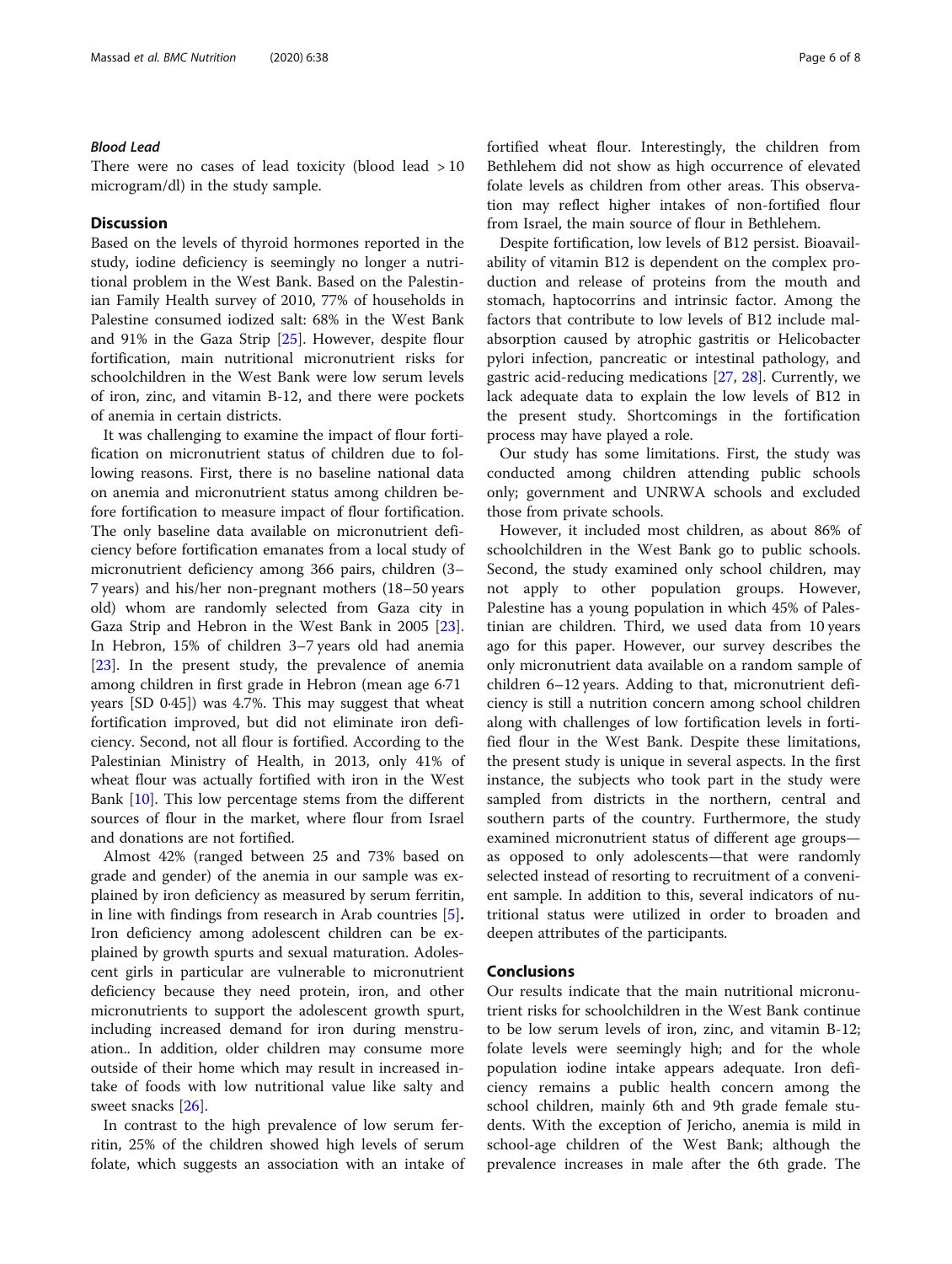### Blood Lead

There were no cases of lead toxicity (blood lead > 10 microgram/dl) in the study sample.

## Discussion

Based on the levels of thyroid hormones reported in the study, iodine deficiency is seemingly no longer a nutritional problem in the West Bank. Based on the Palestinian Family Health survey of 2010, 77% of households in Palestine consumed iodized salt: 68% in the West Bank and 91% in the Gaza Strip [25]. However, despite flour fortification, main nutritional micronutrient risks for schoolchildren in the West Bank were low serum levels of iron, zinc, and vitamin B-12, and there were pockets of anemia in certain districts.

It was challenging to examine the impact of flour fortification on micronutrient status of children due to following reasons. First, there is no baseline national data on anemia and micronutrient status among children before fortification to measure impact of flour fortification. The only baseline data available on micronutrient deficiency before fortification emanates from a local study of micronutrient deficiency among 366 pairs, children (3–7 years) and his/her non-pregnant mothers (18–50 years old) whom are randomly selected from Gaza city in Gaza Strip and Hebron in the West Bank in 2005 [23]. In Hebron, 15% of children 3–7 years old had anemia [23]. In the present study, the prevalence of anemia among children in first grade in Hebron (mean age 6·71 years [SD 0·45]) was 4.7%. This may suggest that wheat fortification improved, but did not eliminate iron deficiency. Second, not all flour is fortified. According to the Palestinian Ministry of Health, in 2013, only 41% of wheat flour was actually fortified with iron in the West Bank [10]. This low percentage stems from the different sources of flour in the market, where flour from Israel and donations are not fortified.

Almost 42% (ranged between 25 and 73% based on grade and gender) of the anemia in our sample was explained by iron deficiency as measured by serum ferritin, in line with findings from research in Arab countries [5]**.** Iron deficiency among adolescent children can be explained by growth spurts and sexual maturation. Adolescent girls in particular are vulnerable to micronutrient deficiency because they need protein, iron, and other micronutrients to support the adolescent growth spurt, including increased demand for iron during menstruation.. In addition, older children may consume more outside of their home which may result in increased intake of foods with low nutritional value like salty and sweet snacks [26].

In contrast to the high prevalence of low serum ferritin, 25% of the children showed high levels of serum folate, which suggests an association with an intake of fortified wheat flour. Interestingly, the children from Bethlehem did not show as high occurrence of elevated folate levels as children from other areas. This observation may reflect higher intakes of non-fortified flour from Israel, the main source of flour in Bethlehem.

Despite fortification, low levels of B12 persist. Bioavailability of vitamin B12 is dependent on the complex production and release of proteins from the mouth and stomach, haptocorrins and intrinsic factor. Among the factors that contribute to low levels of B12 include malabsorption caused by atrophic gastritis or Helicobacter pylori infection, pancreatic or intestinal pathology, and gastric acid-reducing medications [27, 28]. Currently, we lack adequate data to explain the low levels of B12 in the present study. Shortcomings in the fortification process may have played a role.

Our study has some limitations. First, the study was conducted among children attending public schools only; government and UNRWA schools and excluded those from private schools.

However, it included most children, as about 86% of schoolchildren in the West Bank go to public schools. Second, the study examined only school children, may not apply to other population groups. However, Palestine has a young population in which 45% of Palestinian are children. Third, we used data from 10 years ago for this paper. However, our survey describes the only micronutrient data available on a random sample of children 6–12 years. Adding to that, micronutrient deficiency is still a nutrition concern among school children along with challenges of low fortification levels in fortified flour in the West Bank. Despite these limitations, the present study is unique in several aspects. In the first instance, the subjects who took part in the study were sampled from districts in the northern, central and southern parts of the country. Furthermore, the study examined micronutrient status of different age groups—as opposed to only adolescents—that were randomly selected instead of resorting to recruitment of a convenient sample. In addition to this, several indicators of nutritional status were utilized in order to broaden and deepen attributes of the participants.

## Conclusions

Our results indicate that the main nutritional micronutrient risks for schoolchildren in the West Bank continue to be low serum levels of iron, zinc, and vitamin B-12; folate levels were seemingly high; and for the whole population iodine intake appears adequate. Iron deficiency remains a public health concern among the school children, mainly 6th and 9th grade female students. With the exception of Jericho, anemia is mild in school-age children of the West Bank; although the prevalence increases in male after the 6th grade. The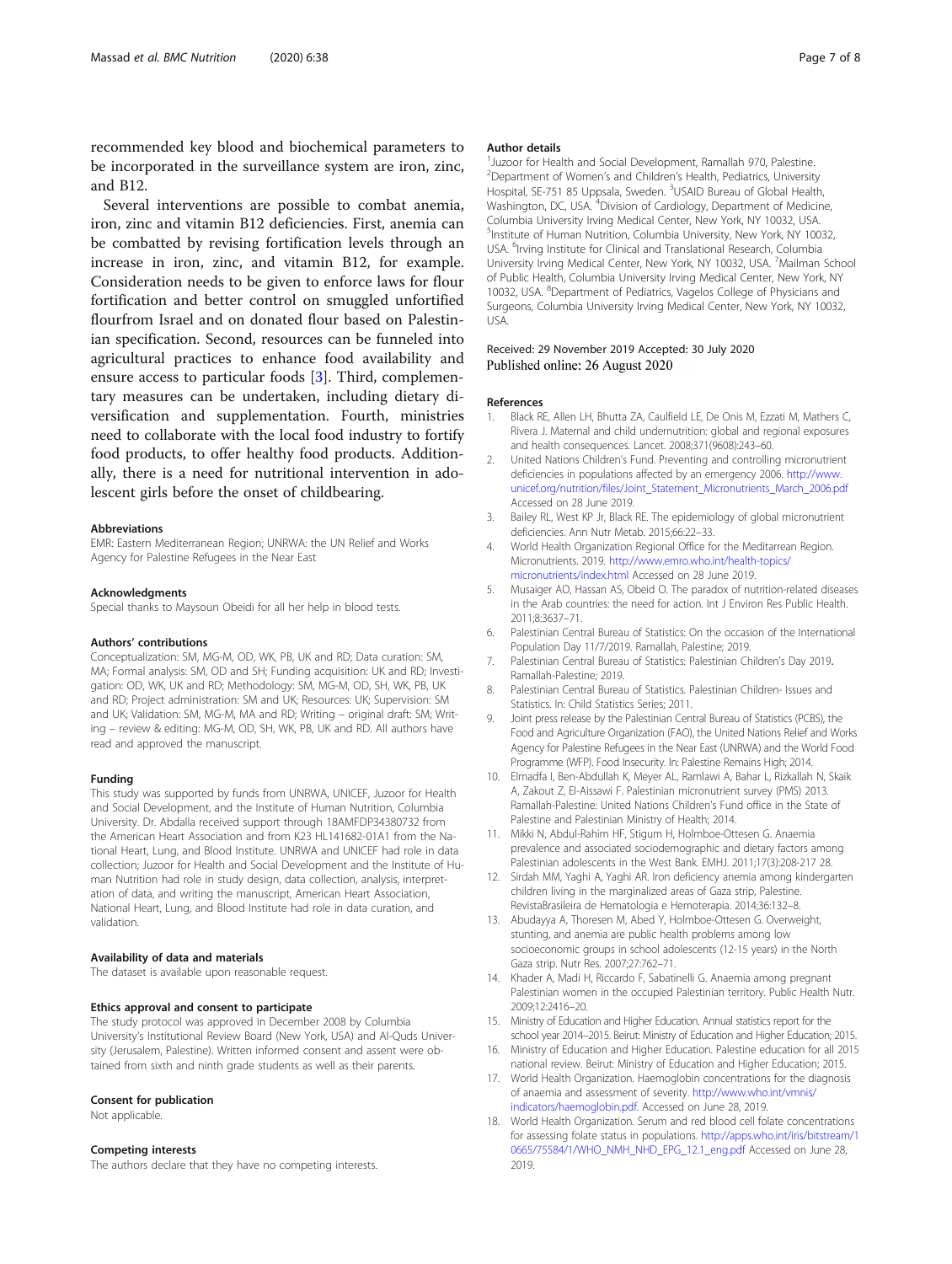recommended key blood and biochemical parameters to be incorporated in the surveillance system are iron, zinc, and B12.

Several interventions are possible to combat anemia, iron, zinc and vitamin B12 deficiencies. First, anemia can be combatted by revising fortification levels through an increase in iron, zinc, and vitamin B12, for example. Consideration needs to be given to enforce laws for flour fortification and better control on smuggled unfortified flourfrom Israel and on donated flour based on Palestinian specification. Second, resources can be funneled into agricultural practices to enhance food availability and ensure access to particular foods [3]. Third, complementary measures can be undertaken, including dietary diversification and supplementation. Fourth, ministries need to collaborate with the local food industry to fortify food products, to offer healthy food products. Additionally, there is a need for nutritional intervention in adolescent girls before the onset of childbearing.

### Abbreviations

EMR: Eastern Mediterranean Region; UNRWA: the UN Relief and Works Agency for Palestine Refugees in the Near East

### Acknowledgments

Special thanks to Maysoun Obeidi for all her help in blood tests.

### Authors' contributions

Conceptualization: SM, MG-M, OD, WK, PB, UK and RD; Data curation: SM, MA; Formal analysis: SM, OD and SH; Funding acquisition: UK and RD; Investigation: OD, WK, UK and RD; Methodology: SM, MG-M, OD, SH, WK, PB, UK and RD; Project administration: SM and UK; Resources: UK; Supervision: SM and UK; Validation: SM, MG-M, MA and RD; Writing – original draft: SM; Writing – review & editing: MG-M, OD, SH, WK, PB, UK and RD. All authors have read and approved the manuscript.

### Funding

This study was supported by funds from UNRWA, UNICEF, Juzoor for Health and Social Development, and the Institute of Human Nutrition, Columbia University. Dr. Abdalla received support through 18AMFDP34380732 from the American Heart Association and from K23 HL141682-01A1 from the National Heart, Lung, and Blood Institute. UNRWA and UNICEF had role in data collection; Juzoor for Health and Social Development and the Institute of Human Nutrition had role in study design, data collection, analysis, interpretation of data, and writing the manuscript, American Heart Association, National Heart, Lung, and Blood Institute had role in data curation, and validation.

### Availability of data and materials

The dataset is available upon reasonable request.

### Ethics approval and consent to participate

The study protocol was approved in December 2008 by Columbia University's Institutional Review Board (New York, USA) and Al-Quds University (Jerusalem, Palestine). Written informed consent and assent were obtained from sixth and ninth grade students as well as their parents.

### Consent for publication

Not applicable.

### Competing interests

The authors declare that they have no competing interests.

### Author details

[1]Juzoor for Health and Social Development, Ramallah 970, Palestine. [2]Department of Women's and Children's Health, Pediatrics, University Hospital, SE-751 85 Uppsala, Sweden. [3]USAID Bureau of Global Health, Washington, DC, USA. [4]Division of Cardiology, Department of Medicine, Columbia University Irving Medical Center, New York, NY 10032, USA. [5]Institute of Human Nutrition, Columbia University, New York, NY 10032, USA. [6]Irving Institute for Clinical and Translational Research, Columbia University Irving Medical Center, New York, NY 10032, USA. [7]Mailman School of Public Health, Columbia University Irving Medical Center, New York, NY 10032, USA. [8]Department of Pediatrics, Vagelos College of Physicians and Surgeons, Columbia University Irving Medical Center, New York, NY 10032, USA.

Received: 29 November 2019 Accepted: 30 July 2020
Published online: 26 August 2020

### References

1. Black RE, Allen LH, Bhutta ZA, Caulfield LE, De Onis M, Ezzati M, Mathers C, Rivera J. Maternal and child undernutrition: global and regional exposures and health consequences. Lancet. 2008;371(9608):243–60.
2. United Nations Children's Fund. Preventing and controlling micronutrient deficiencies in populations affected by an emergency 2006. http://www.unicef.org/nutrition/files/Joint_Statement_Micronutrients_March_2006.pdf Accessed on 28 June 2019.
3. Bailey RL, West KP Jr, Black RE. The epidemiology of global micronutrient deficiencies. Ann Nutr Metab. 2015;66:22–33.
4. World Health Organization Regional Office for the Meditarrean Region. Micronutrients. 2019. http://www.emro.who.int/health-topics/micronutrients/index.html Accessed on 28 June 2019.
5. Musaiger AO, Hassan AS, Obeid O. The paradox of nutrition-related diseases in the Arab countries: the need for action. Int J Environ Res Public Health. 2011;8:3637–71.
6. Palestinian Central Bureau of Statistics: On the occasion of the International Population Day 11/7/2019. Ramallah, Palestine; 2019.
7. Palestinian Central Bureau of Statistics: Palestinian Children's Day 2019. Ramallah-Palestine; 2019.
8. Palestinian Central Bureau of Statistics. Palestinian Children- Issues and Statistics. In: Child Statistics Series; 2011.
9. Joint press release by the Palestinian Central Bureau of Statistics (PCBS), the Food and Agriculture Organization (FAO), the United Nations Relief and Works Agency for Palestine Refugees in the Near East (UNRWA) and the World Food Programme (WFP). Food Insecurity. In: Palestine Remains High; 2014.
10. Elmadfa I, Ben-Abdullah K, Meyer AL, Ramlawi A, Bahar L, Rizkallah N, Skaik A, Zakout Z, El-Aissawi F. Palestinian micronutrient survey (PMS) 2013. Ramallah-Palestine: United Nations Children's Fund office in the State of Palestine and Palestinian Ministry of Health; 2014.
11. Mikki N, Abdul-Rahim HF, Stigum H, Holmboe-Ottesen G. Anaemia prevalence and associated sociodemographic and dietary factors among Palestinian adolescents in the West Bank. EMHJ. 2011;17(3):208-217 28.
12. Sirdah MM, Yaghi A, Yaghi AR. Iron deficiency anemia among kindergarten children living in the marginalized areas of Gaza strip, Palestine. RevistaBrasileira de Hematologia e Hemoterapia. 2014;36:132–8.
13. Abudayya A, Thoresen M, Abed Y, Holmboe-Ottesen G. Overweight, stunting, and anemia are public health problems among low socioeconomic groups in school adolescents (12-15 years) in the North Gaza strip. Nutr Res. 2007;27:762–71.
14. Khader A, Madi H, Riccardo F, Sabatinelli G. Anaemia among pregnant Palestinian women in the occupied Palestinian territory. Public Health Nutr. 2009;12:2416–20.
15. Ministry of Education and Higher Education. Annual statistics report for the school year 2014–2015. Beirut: Ministry of Education and Higher Education; 2015.
16. Ministry of Education and Higher Education. Palestine education for all 2015 national review. Beirut: Ministry of Education and Higher Education; 2015.
17. World Health Organization. Haemoglobin concentrations for the diagnosis of anaemia and assessment of severity. http://www.who.int/vmnis/indicators/haemoglobin.pdf. Accessed on June 28, 2019.
18. World Health Organization. Serum and red blood cell folate concentrations for assessing folate status in populations. http://apps.who.int/iris/bitstream/10665/75584/1/WHO_NMH_NHD_EPG_12.1_eng.pdf Accessed on June 28, 2019.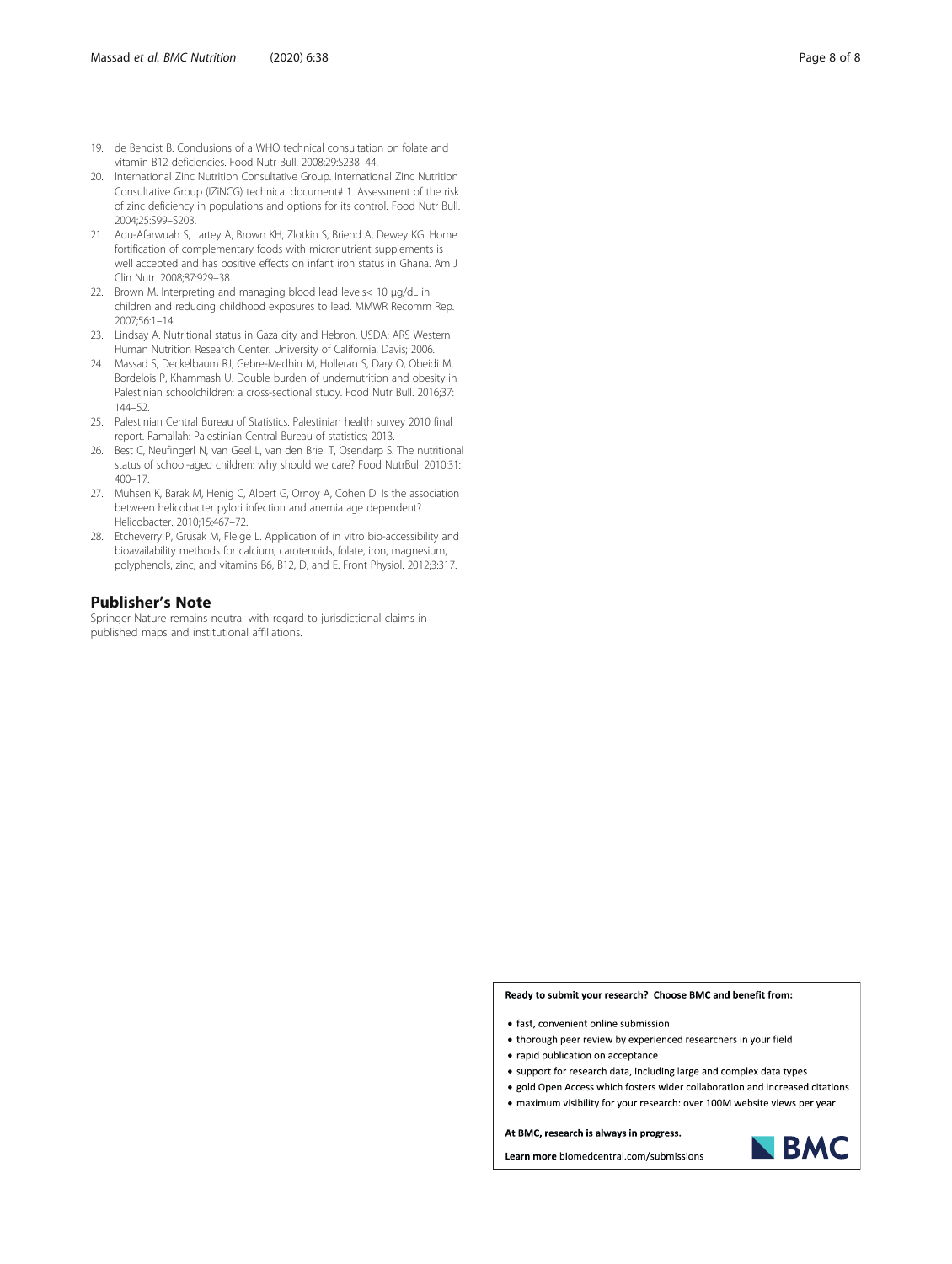19. de Benoist B. Conclusions of a WHO technical consultation on folate and vitamin B12 deficiencies. Food Nutr Bull. 2008;29:S238–44.
20. International Zinc Nutrition Consultative Group. International Zinc Nutrition Consultative Group (IZiNCG) technical document# 1. Assessment of the risk of zinc deficiency in populations and options for its control. Food Nutr Bull. 2004;25:S99–S203.
21. Adu-Afarwuah S, Lartey A, Brown KH, Zlotkin S, Briend A, Dewey KG. Home fortification of complementary foods with micronutrient supplements is well accepted and has positive effects on infant iron status in Ghana. Am J Clin Nutr. 2008;87:929–38.
22. Brown M. Interpreting and managing blood lead levels< 10 μg/dL in children and reducing childhood exposures to lead. MMWR Recomm Rep. 2007;56:1–14.
23. Lindsay A. Nutritional status in Gaza city and Hebron. USDA: ARS Western Human Nutrition Research Center. University of California, Davis; 2006.
24. Massad S, Deckelbaum RJ, Gebre-Medhin M, Holleran S, Dary O, Obeidi M, Bordelois P, Khammash U. Double burden of undernutrition and obesity in Palestinian schoolchildren: a cross-sectional study. Food Nutr Bull. 2016;37:144–52.
25. Palestinian Central Bureau of Statistics. Palestinian health survey 2010 final report. Ramallah: Palestinian Central Bureau of statistics; 2013.
26. Best C, Neufingerl N, van Geel L, van den Briel T, Osendarp S. The nutritional status of school-aged children: why should we care? Food NutrBul. 2010;31:400–17.
27. Muhsen K, Barak M, Henig C, Alpert G, Ornoy A, Cohen D. Is the association between helicobacter pylori infection and anemia age dependent? Helicobacter. 2010;15:467–72.
28. Etcheverry P, Grusak M, Fleige L. Application of in vitro bio-accessibility and bioavailability methods for calcium, carotenoids, folate, iron, magnesium, polyphenols, zinc, and vitamins B6, B12, D, and E. Front Physiol. 2012;3:317.

## Publisher's Note

Springer Nature remains neutral with regard to jurisdictional claims in published maps and institutional affiliations.

**Ready to submit your research? Choose BMC and benefit from:**

- fast, convenient online submission
- thorough peer review by experienced researchers in your field
- rapid publication on acceptance
- support for research data, including large and complex data types
- gold Open Access which fosters wider collaboration and increased citations
- maximum visibility for your research: over 100M website views per year

**At BMC, research is always in progress.**

**Learn more** biomedcentral.com/submissions

BMC